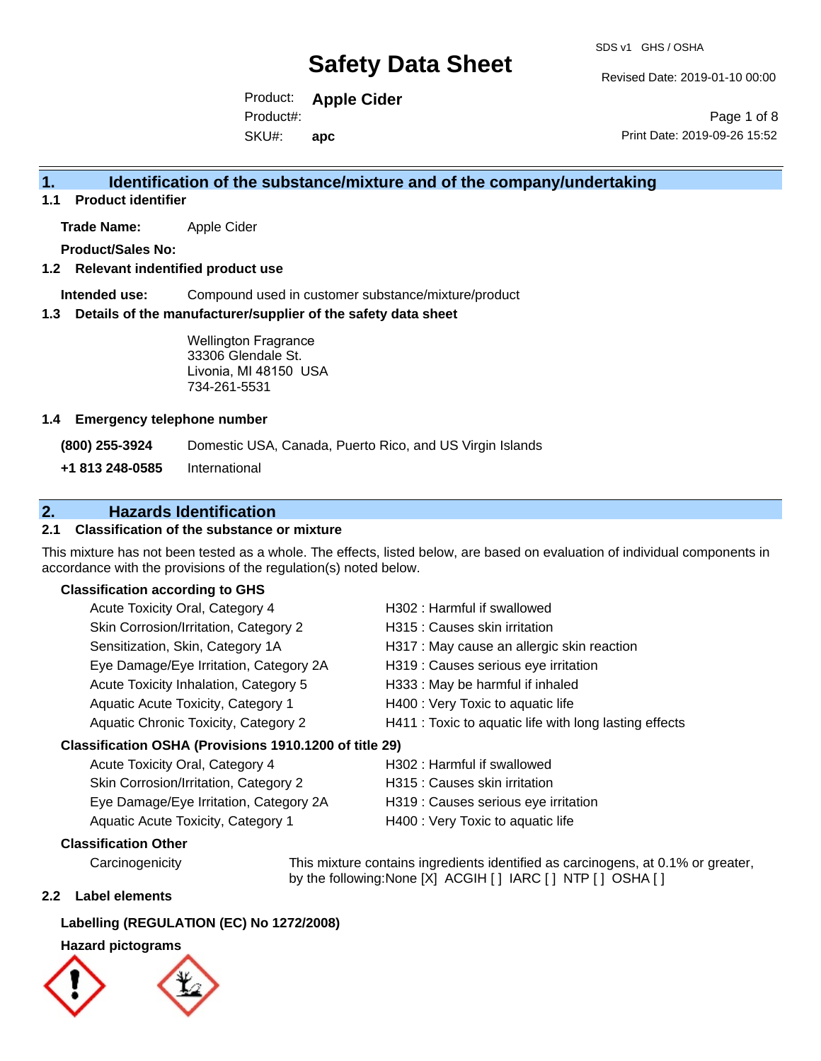# Safety Data Sheet

SDS v1 GHS / OSHA

Revised Date: 2019-01-10 00:00

Product: **Apple Cider**
Product#:
SKU#: **apc**

Print Date: 2019-09-26 15:52

## 1. Identification of the substance/mixture and of the company/undertaking

### 1.1 Product identifier

**Trade Name:** Apple Cider

**Product/Sales No:**

### 1.2 Relevant indentified product use

**Intended use:** Compound used in customer substance/mixture/product

### 1.3 Details of the manufacturer/supplier of the safety data sheet

Wellington Fragrance
33306 Glendale St.
Livonia, MI 48150 USA
734-261-5531

### 1.4 Emergency telephone number

**(800) 255-3924** Domestic USA, Canada, Puerto Rico, and US Virgin Islands

**+1 813 248-0585** International

## 2. Hazards Identification

### 2.1 Classification of the substance or mixture

This mixture has not been tested as a whole. The effects, listed below, are based on evaluation of individual components in accordance with the provisions of the regulation(s) noted below.

**Classification according to GHS**

| | |
|---|---|
| Acute Toxicity Oral, Category 4 | H302 : Harmful if swallowed |
| Skin Corrosion/Irritation, Category 2 | H315 : Causes skin irritation |
| Sensitization, Skin, Category 1A | H317 : May cause an allergic skin reaction |
| Eye Damage/Eye Irritation, Category 2A | H319 : Causes serious eye irritation |
| Acute Toxicity Inhalation, Category 5 | H333 : May be harmful if inhaled |
| Aquatic Acute Toxicity, Category 1 | H400 : Very Toxic to aquatic life |
| Aquatic Chronic Toxicity, Category 2 | H411 : Toxic to aquatic life with long lasting effects |

**Classification OSHA (Provisions 1910.1200 of title 29)**

| | |
|---|---|
| Acute Toxicity Oral, Category 4 | H302 : Harmful if swallowed |
| Skin Corrosion/Irritation, Category 2 | H315 : Causes skin irritation |
| Eye Damage/Eye Irritation, Category 2A | H319 : Causes serious eye irritation |
| Aquatic Acute Toxicity, Category 1 | H400 : Very Toxic to aquatic life |

**Classification Other**

Carcinogenicity: This mixture contains ingredients identified as carcinogens, at 0.1% or greater, by the following:None [X] ACGIH [ ] IARC [ ] NTP [ ] OSHA [ ]

### 2.2 Label elements

**Labelling (REGULATION (EC) No 1272/2008)**

**Hazard pictograms**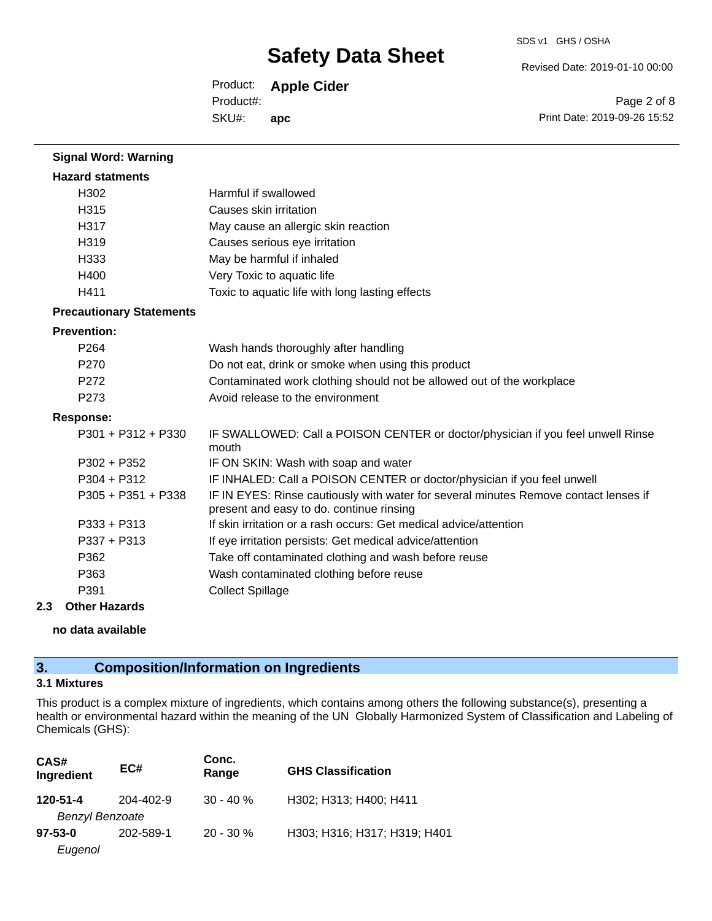**Signal Word: Warning**

**Hazard statments**

| | |
|---|---|
| H302 | Harmful if swallowed |
| H315 | Causes skin irritation |
| H317 | May cause an allergic skin reaction |
| H319 | Causes serious eye irritation |
| H333 | May be harmful if inhaled |
| H400 | Very Toxic to aquatic life |
| H411 | Toxic to aquatic life with long lasting effects |

**Precautionary Statements**

**Prevention:**

| | |
|---|---|
| P264 | Wash hands thoroughly after handling |
| P270 | Do not eat, drink or smoke when using this product |
| P272 | Contaminated work clothing should not be allowed out of the workplace |
| P273 | Avoid release to the environment |

**Response:**

| | |
|---|---|
| P301 + P312 + P330 | IF SWALLOWED: Call a POISON CENTER or doctor/physician if you feel unwell Rinse mouth |
| P302 + P352 | IF ON SKIN: Wash with soap and water |
| P304 + P312 | IF INHALED: Call a POISON CENTER or doctor/physician if you feel unwell |
| P305 + P351 + P338 | IF IN EYES: Rinse cautiously with water for several minutes Remove contact lenses if present and easy to do. continue rinsing |
| P333 + P313 | If skin irritation or a rash occurs: Get medical advice/attention |
| P337 + P313 | If eye irritation persists: Get medical advice/attention |
| P362 | Take off contaminated clothing and wash before reuse |
| P363 | Wash contaminated clothing before reuse |
| P391 | Collect Spillage |

**2.3 Other Hazards**

**no data available**

## 3. Composition/Information on Ingredients

### 3.1 Mixtures

This product is a complex mixture of ingredients, which contains among others the following substance(s), presenting a health or environmental hazard within the meaning of the UN Globally Harmonized System of Classification and Labeling of Chemicals (GHS):

| CAS# Ingredient | EC# | Conc. Range | GHS Classification |
|---|---|---|---|
| **120-51-4** *Benzyl Benzoate* | 204-402-9 | 30 - 40 % | H302; H313; H400; H411 |
| **97-53-0** *Eugenol* | 202-589-1 | 20 - 30 % | H303; H316; H317; H319; H401 |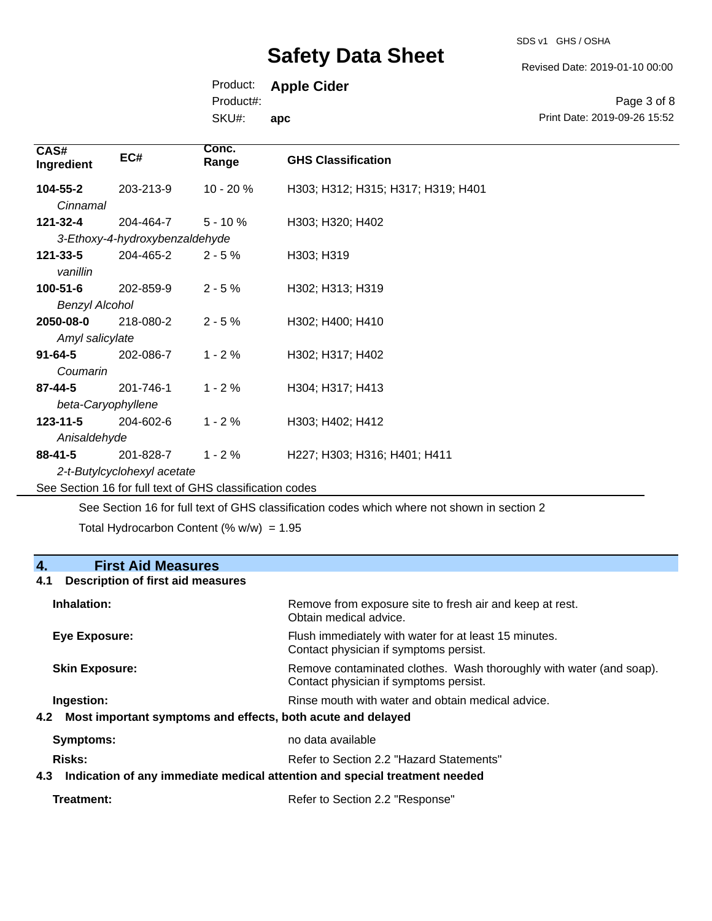| CAS# Ingredient | EC# | Conc. Range | GHS Classification |
|---|---|---|---|
| **104-55-2** *Cinnamal* | 203-213-9 | 10 - 20 % | H303; H312; H315; H317; H319; H401 |
| **121-32-4** *3-Ethoxy-4-hydroxybenzaldehyde* | 204-464-7 | 5 - 10 % | H303; H320; H402 |
| **121-33-5** *vanillin* | 204-465-2 | 2 - 5 % | H303; H319 |
| **100-51-6** *Benzyl Alcohol* | 202-859-9 | 2 - 5 % | H302; H313; H319 |
| **2050-08-0** *Amyl salicylate* | 218-080-2 | 2 - 5 % | H302; H400; H410 |
| **91-64-5** *Coumarin* | 202-086-7 | 1 - 2 % | H302; H317; H402 |
| **87-44-5** *beta-Caryophyllene* | 201-746-1 | 1 - 2 % | H304; H317; H413 |
| **123-11-5** *Anisaldehyde* | 204-602-6 | 1 - 2 % | H303; H402; H412 |
| **88-41-5** *2-t-Butylcyclohexyl acetate* | 201-828-7 | 1 - 2 % | H227; H303; H316; H401; H411 |

See Section 16 for full text of GHS classification codes

See Section 16 for full text of GHS classification codes which where not shown in section 2

Total Hydrocarbon Content (% w/w) = 1.95

## 4. First Aid Measures

### 4.1 Description of first aid measures

**Inhalation:** Remove from exposure site to fresh air and keep at rest. Obtain medical advice.

**Eye Exposure:** Flush immediately with water for at least 15 minutes. Contact physician if symptoms persist.

**Skin Exposure:** Remove contaminated clothes. Wash thoroughly with water (and soap). Contact physician if symptoms persist.

**Ingestion:** Rinse mouth with water and obtain medical advice.

### 4.2 Most important symptoms and effects, both acute and delayed

**Symptoms:** no data available

**Risks:** Refer to Section 2.2 "Hazard Statements"

### 4.3 Indication of any immediate medical attention and special treatment needed

**Treatment:** Refer to Section 2.2 "Response"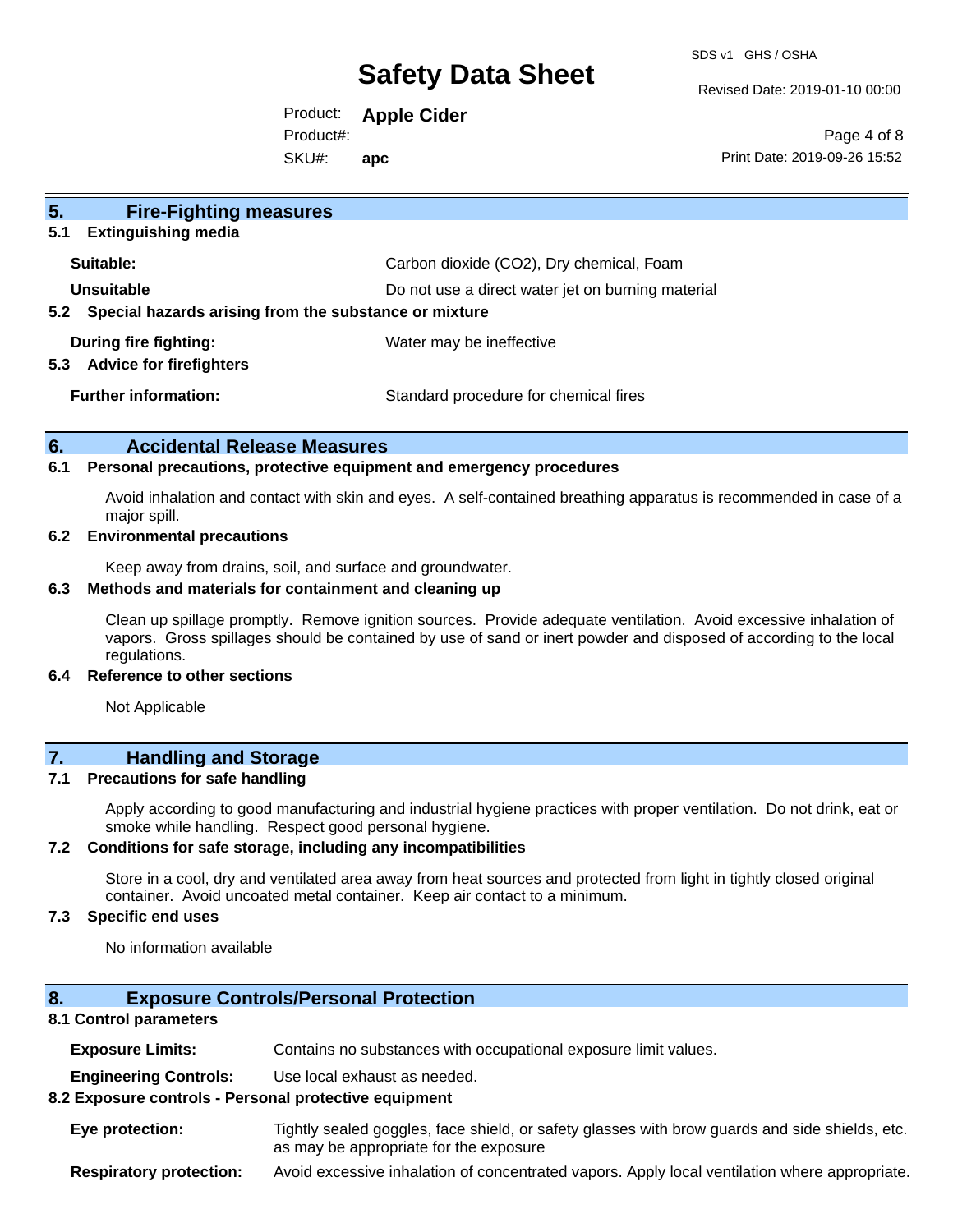## 5. Fire-Fighting measures

### 5.1 Extinguishing media

| | |
|---|---|
| **Suitable:** | Carbon dioxide ($CO_2$), Dry chemical, Foam |
| **Unsuitable** | Do not use a direct water jet on burning material |

### 5.2 Special hazards arising from the substance or mixture

| | |
|---|---|
| **During fire fighting:** | Water may be ineffective |

### 5.3 Advice for firefighters

| | |
|---|---|
| **Further information:** | Standard procedure for chemical fires |

## 6. Accidental Release Measures

### 6.1 Personal precautions, protective equipment and emergency procedures

Avoid inhalation and contact with skin and eyes. A self-contained breathing apparatus is recommended in case of a major spill.

### 6.2 Environmental precautions

Keep away from drains, soil, and surface and groundwater.

### 6.3 Methods and materials for containment and cleaning up

Clean up spillage promptly. Remove ignition sources. Provide adequate ventilation. Avoid excessive inhalation of vapors. Gross spillages should be contained by use of sand or inert powder and disposed of according to the local regulations.

### 6.4 Reference to other sections

Not Applicable

## 7. Handling and Storage

### 7.1 Precautions for safe handling

Apply according to good manufacturing and industrial hygiene practices with proper ventilation. Do not drink, eat or smoke while handling. Respect good personal hygiene.

### 7.2 Conditions for safe storage, including any incompatibilities

Store in a cool, dry and ventilated area away from heat sources and protected from light in tightly closed original container. Avoid uncoated metal container. Keep air contact to a minimum.

### 7.3 Specific end uses

No information available

## 8. Exposure Controls/Personal Protection

### 8.1 Control parameters

| | |
|---|---|
| **Exposure Limits:** | Contains no substances with occupational exposure limit values. |
| **Engineering Controls:** | Use local exhaust as needed. |

### 8.2 Exposure controls - Personal protective equipment

| | |
|---|---|
| **Eye protection:** | Tightly sealed goggles, face shield, or safety glasses with brow guards and side shields, etc. as may be appropriate for the exposure |
| **Respiratory protection:** | Avoid excessive inhalation of concentrated vapors. Apply local ventilation where appropriate. |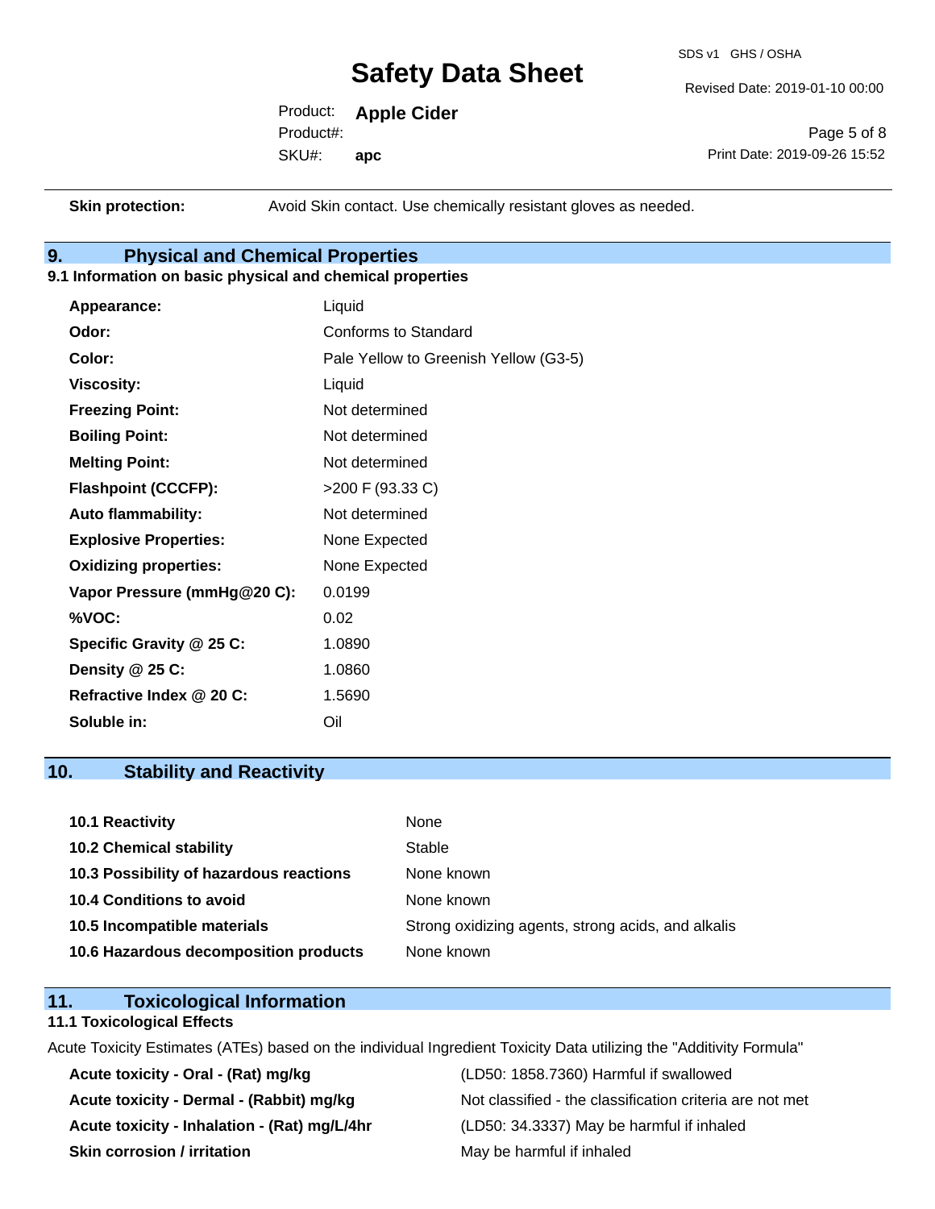| | |
|---|---|
| **Skin protection:** | Avoid Skin contact. Use chemically resistant gloves as needed. |

## 9. Physical and Chemical Properties

### 9.1 Information on basic physical and chemical properties

| | |
|---|---|
| **Appearance:** | Liquid |
| **Odor:** | Conforms to Standard |
| **Color:** | Pale Yellow to Greenish Yellow (G3-5) |
| **Viscosity:** | Liquid |
| **Freezing Point:** | Not determined |
| **Boiling Point:** | Not determined |
| **Melting Point:** | Not determined |
| **Flashpoint (CCCFP):** | >200 F (93.33 C) |
| **Auto flammability:** | Not determined |
| **Explosive Properties:** | None Expected |
| **Oxidizing properties:** | None Expected |
| **Vapor Pressure (mmHg@20 C):** | 0.0199 |
| **%VOC:** | 0.02 |
| **Specific Gravity @ 25 C:** | 1.0890 |
| **Density @ 25 C:** | 1.0860 |
| **Refractive Index @ 20 C:** | 1.5690 |
| **Soluble in:** | Oil |

## 10. Stability and Reactivity

| | |
|---|---|
| **10.1 Reactivity** | None |
| **10.2 Chemical stability** | Stable |
| **10.3 Possibility of hazardous reactions** | None known |
| **10.4 Conditions to avoid** | None known |
| **10.5 Incompatible materials** | Strong oxidizing agents, strong acids, and alkalis |
| **10.6 Hazardous decomposition products** | None known |

## 11. Toxicological Information

### 11.1 Toxicological Effects

Acute Toxicity Estimates (ATEs) based on the individual Ingredient Toxicity Data utilizing the "Additivity Formula"

| | |
|---|---|
| **Acute toxicity - Oral - (Rat) mg/kg** | (LD50: 1858.7360) Harmful if swallowed |
| **Acute toxicity - Dermal - (Rabbit) mg/kg** | Not classified - the classification criteria are not met |
| **Acute toxicity - Inhalation - (Rat) mg/L/4hr** | (LD50: 34.3337) May be harmful if inhaled |
| **Skin corrosion / irritation** | May be harmful if inhaled |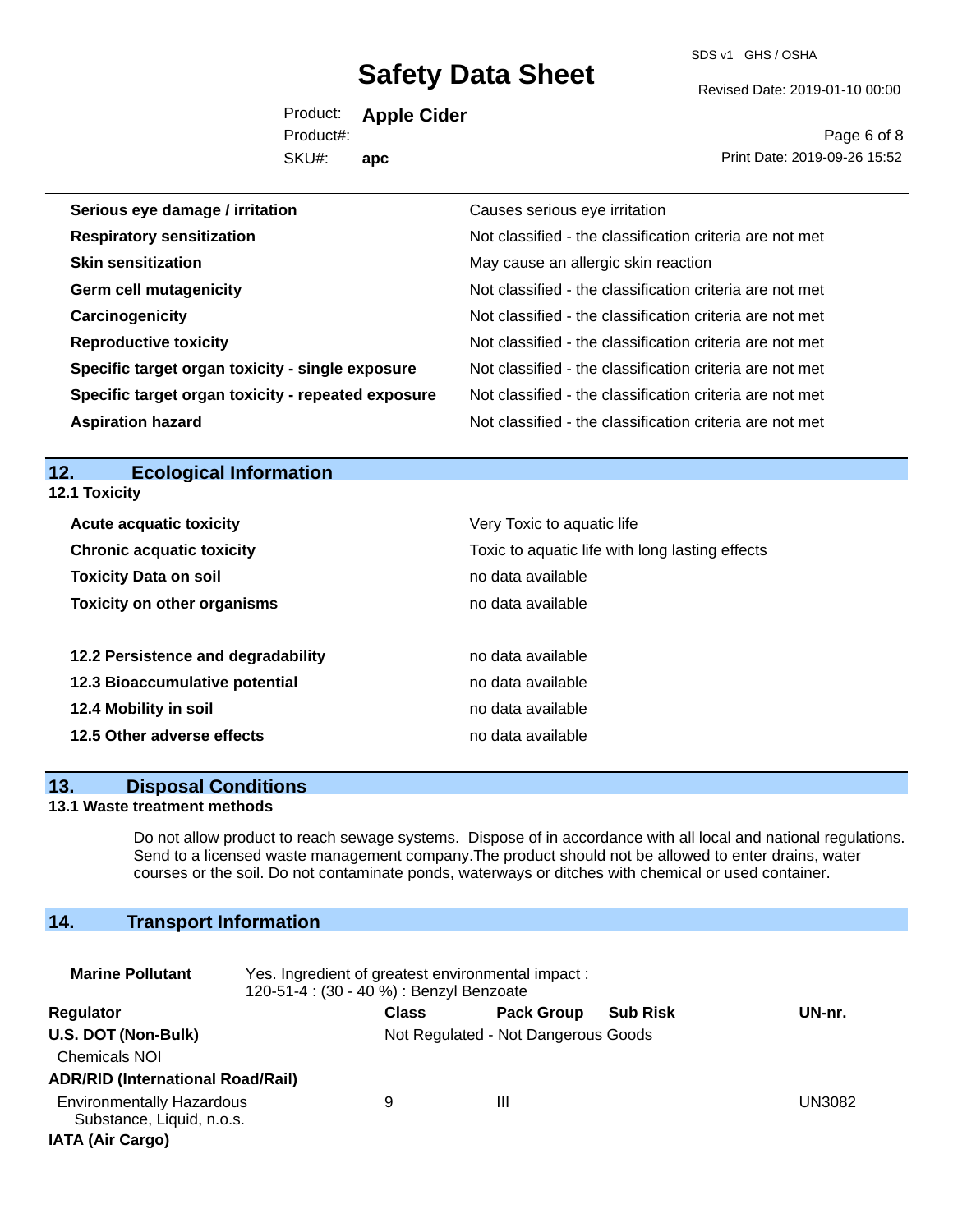| | |
|---|---|
| **Serious eye damage / irritation** | Causes serious eye irritation |
| **Respiratory sensitization** | Not classified - the classification criteria are not met |
| **Skin sensitization** | May cause an allergic skin reaction |
| **Germ cell mutagenicity** | Not classified - the classification criteria are not met |
| **Carcinogenicity** | Not classified - the classification criteria are not met |
| **Reproductive toxicity** | Not classified - the classification criteria are not met |
| **Specific target organ toxicity - single exposure** | Not classified - the classification criteria are not met |
| **Specific target organ toxicity - repeated exposure** | Not classified - the classification criteria are not met |
| **Aspiration hazard** | Not classified - the classification criteria are not met |

## 12. Ecological Information

### 12.1 Toxicity

| | |
|---|---|
| **Acute acquatic toxicity** | Very Toxic to aquatic life |
| **Chronic acquatic toxicity** | Toxic to aquatic life with long lasting effects |
| **Toxicity Data on soil** | no data available |
| **Toxicity on other organisms** | no data available |

| | |
|---|---|
| **12.2 Persistence and degradability** | no data available |
| **12.3 Bioaccumulative potential** | no data available |
| **12.4 Mobility in soil** | no data available |
| **12.5 Other adverse effects** | no data available |

## 13. Disposal Conditions

### 13.1 Waste treatment methods

Do not allow product to reach sewage systems. Dispose of in accordance with all local and national regulations. Send to a licensed waste management company.The product should not be allowed to enter drains, water courses or the soil. Do not contaminate ponds, waterways or ditches with chemical or used container.

## 14. Transport Information

**Marine Pollutant** Yes. Ingredient of greatest environmental impact : 120-51-4 : (30 - 40 %) : Benzyl Benzoate

| Regulator | Class | Pack Group | Sub Risk | UN-nr. |
|---|---|---|---|---|
| **U.S. DOT (Non-Bulk)** | Not Regulated - Not Dangerous Goods | | | |
| Chemicals NOI | | | | |
| **ADR/RID (International Road/Rail)** | | | | |
| Environmentally Hazardous Substance, Liquid, n.o.s. | 9 | III | | UN3082 |
| **IATA (Air Cargo)** | | | | |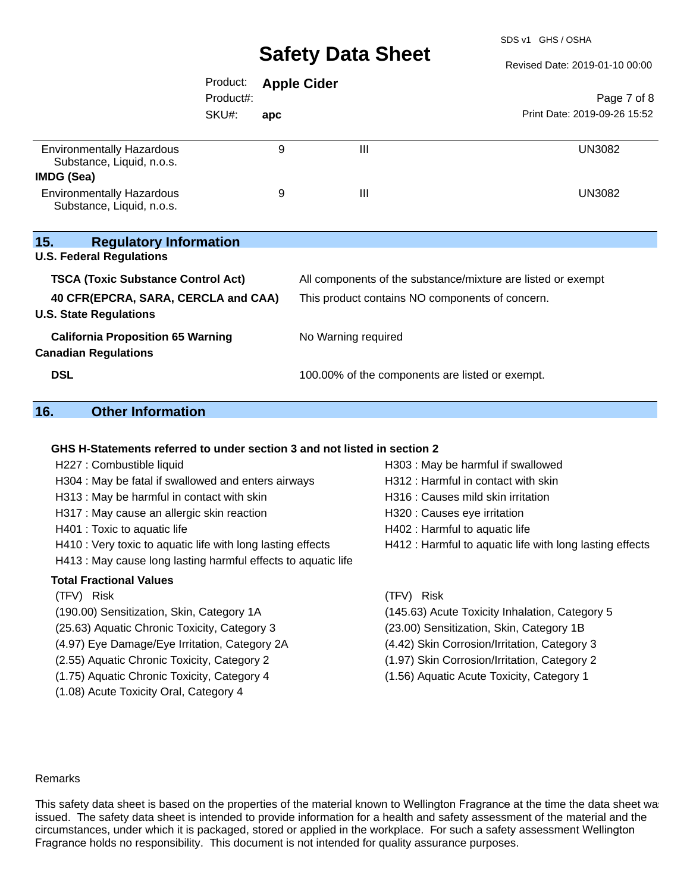| | | | |
|---|---|---|---|
| Environmentally Hazardous Substance, Liquid, n.o.s. | 9 | III | UN3082 |
| **IMDG (Sea)** | | | |
| Environmentally Hazardous Substance, Liquid, n.o.s. | 9 | III | UN3082 |

## 15. Regulatory Information

**U.S. Federal Regulations**

| | |
|---|---|
| **TSCA (Toxic Substance Control Act)** | All components of the substance/mixture are listed or exempt |
| **40 CFR(EPCRA, SARA, CERCLA and CAA)** | This product contains NO components of concern. |

**U.S. State Regulations**

| | |
|---|---|
| **California Proposition 65 Warning** | No Warning required |

**Canadian Regulations**

| | |
|---|---|
| **DSL** | 100.00% of the components are listed or exempt. |

## 16. Other Information

**GHS H-Statements referred to under section 3 and not listed in section 2**

H227 : Combustible liquid
H303 : May be harmful if swallowed
H304 : May be fatal if swallowed and enters airways
H312 : Harmful in contact with skin
H313 : May be harmful in contact with skin
H316 : Causes mild skin irritation
H317 : May cause an allergic skin reaction
H320 : Causes eye irritation
H401 : Toxic to aquatic life
H402 : Harmful to aquatic life
H410 : Very toxic to aquatic life with long lasting effects
H412 : Harmful to aquatic life with long lasting effects
H413 : May cause long lasting harmful effects to aquatic life

**Total Fractional Values**

| (TFV) Risk | (TFV) Risk |
|---|---|
| (190.00) Sensitization, Skin, Category 1A | (145.63) Acute Toxicity Inhalation, Category 5 |
| (25.63) Aquatic Chronic Toxicity, Category 3 | (23.00) Sensitization, Skin, Category 1B |
| (4.97) Eye Damage/Eye Irritation, Category 2A | (4.42) Skin Corrosion/Irritation, Category 3 |
| (2.55) Aquatic Chronic Toxicity, Category 2 | (1.97) Skin Corrosion/Irritation, Category 2 |
| (1.75) Aquatic Chronic Toxicity, Category 4 | (1.56) Aquatic Acute Toxicity, Category 1 |
| (1.08) Acute Toxicity Oral, Category 4 | |

Remarks

This safety data sheet is based on the properties of the material known to Wellington Fragrance at the time the data sheet was issued. The safety data sheet is intended to provide information for a health and safety assessment of the material and the circumstances, under which it is packaged, stored or applied in the workplace. For such a safety assessment Wellington Fragrance holds no responsibility. This document is not intended for quality assurance purposes.